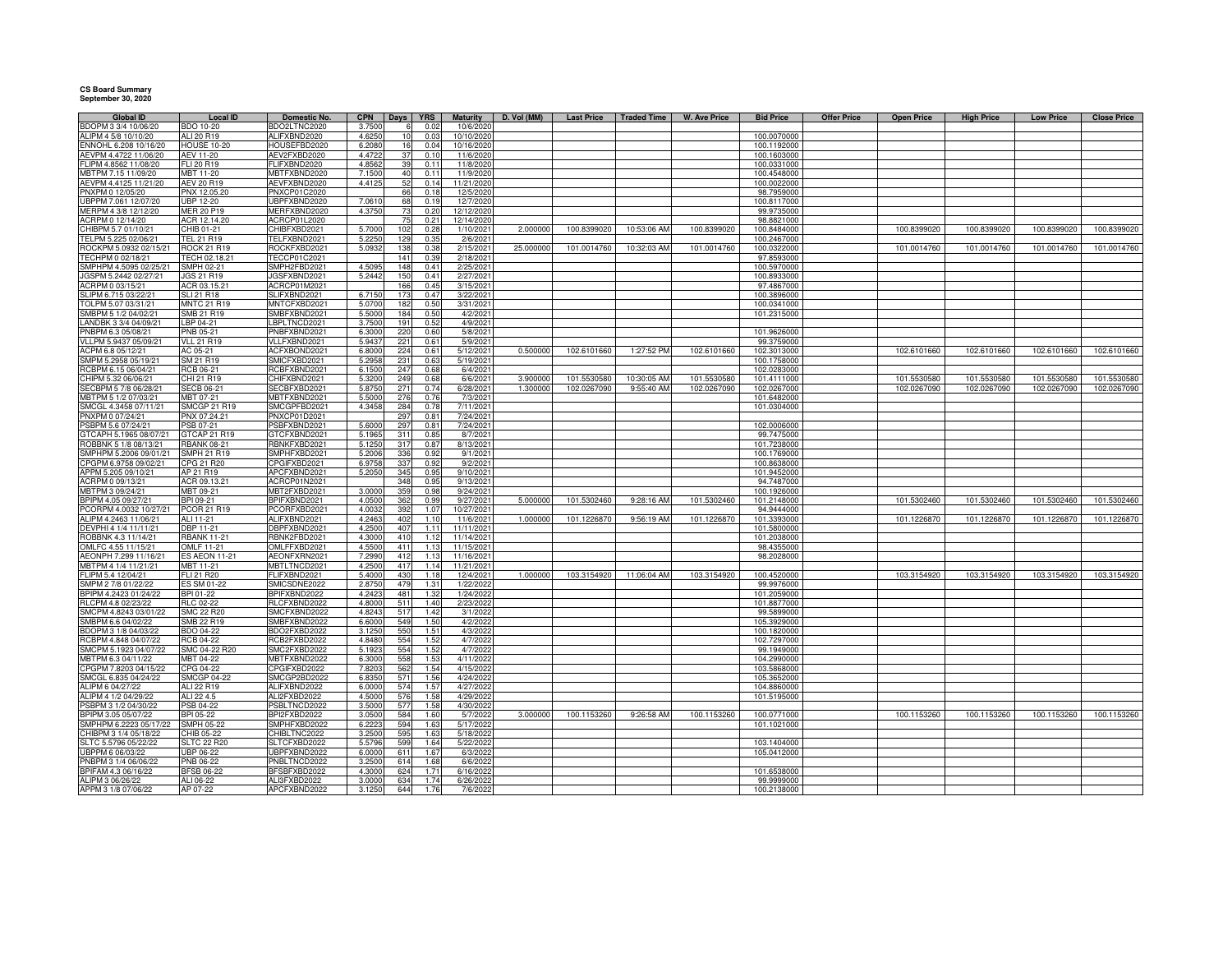**CS Board Summary**
**September 30, 2020**

| Global ID | Local ID | Domestic No. | CPN | Days | YRS | Maturity | D. Vol (MM) | Last Price | Traded Time | W. Ave Price | Bid Price | Offer Price | Open Price | High Price | Low Price | Close Price |
|---|---|---|---|---|---|---|---|---|---|---|---|---|---|---|---|---|
| BDOPM 3 3/4 10/06/20 | BDO 10-20 | BDO2LTNC2020 | 3.7500 | 6 | 0.02 | 10/6/2020 | | | | | | | | | | |
| ALIPM 4 5/8 10/10/20 | ALI 20 R19 | ALIFXBND2020 | 4.6250 | 10 | 0.03 | 10/10/2020 | | | | | 100.0070000 | | | | | |
| ENNOHL 6.208 10/16/20 | HOUSE 10-20 | HOUSEFBD2020 | 6.2080 | 16 | 0.04 | 10/16/2020 | | | | | 100.1192000 | | | | | |
| AEVPM 4.4722 11/06/20 | AEV 11-20 | AEV2FXBD2020 | 4.4722 | 37 | 0.10 | 11/6/2020 | | | | | 100.1603000 | | | | | |
| FLIPM 4.8562 11/08/20 | FLI 20 R19 | FLIFXBND2020 | 4.8562 | 39 | 0.11 | 11/8/2020 | | | | | 100.0331000 | | | | | |
| MBTPM 7.15 11/09/20 | MBT 11-20 | MBTFXBND2020 | 7.1500 | 40 | 0.11 | 11/9/2020 | | | | | 100.4548000 | | | | | |
| AEVPM 4.4125 11/21/20 | AEV 20 R19 | AEVFXBND2020 | 4.4125 | 52 | 0.14 | 11/21/2020 | | | | | 100.0022000 | | | | | |
| PNXPM 0 12/05/20 | PNX 12.05.20 | PNXCP01C2020 | | 66 | 0.18 | 12/5/2020 | | | | | 98.7959000 | | | | | |
| UBPPM 7.061 12/07/20 | UBP 12-20 | UBPFXBND2020 | 7.0610 | 68 | 0.19 | 12/7/2020 | | | | | 100.8117000 | | | | | |
| MERPM 4 3/8 12/12/20 | MER 20 P19 | MERFXBND2020 | 4.3750 | 73 | 0.20 | 12/12/2020 | | | | | 99.9735000 | | | | | |
| ACRPM 0 12/14/20 | ACR 12.14.20 | ACRCP01L2020 | | 75 | 0.21 | 12/14/2020 | | | | | 98.8821000 | | | | | |
| CHIBPM 5.7 01/10/21 | CHIB 01-21 | CHIBFXBD2021 | 5.7000 | 102 | 0.28 | 1/10/2021 | 2.000000 | 100.8399020 | 10:53:06 AM | 100.8399020 | 100.8484000 | | 100.8399020 | 100.8399020 | 100.8399020 | 100.8399020 |
| TELPM 5.225 02/06/21 | TEL 21 R19 | TELFXBND2021 | 5.2250 | 129 | 0.35 | 2/6/2021 | | | | | 100.2467000 | | | | | |
| ROCKPM 5.0932 02/15/21 | ROCK 21 R19 | ROCKFXBD2021 | 5.0932 | 138 | 0.38 | 2/15/2021 | 25.000000 | 101.0014760 | 10:32:03 AM | 101.0014760 | 100.0322000 | | 101.0014760 | 101.0014760 | 101.0014760 | 101.0014760 |
| TECHPM 0 02/18/21 | TECH 02.18.21 | TECCP01C2021 | | 141 | 0.39 | 2/18/2021 | | | | | 97.8593000 | | | | | |
| SMPHPM 4.5095 02/25/21 | SMPH 02-21 | SMPH2FBD2021 | 4.5095 | 148 | 0.41 | 2/25/2021 | | | | | 100.5970000 | | | | | |
| JGSPM 5.2442 02/27/21 | JGS 21 R19 | JGSFXBND2021 | 5.2442 | 150 | 0.41 | 2/27/2021 | | | | | 100.8933000 | | | | | |
| ACRPM 0 03/15/21 | ACR 03.15.21 | ACRCP01M2021 | | 166 | 0.45 | 3/15/2021 | | | | | 97.4867000 | | | | | |
| SLIPM 6.715 03/22/21 | SLI 21 R18 | SLIFXBND2021 | 6.7150 | 173 | 0.47 | 3/22/2021 | | | | | 100.3896000 | | | | | |
| TOLPM 5.07 03/31/21 | MNTC 21 R19 | MNTCFXBD2021 | 5.0700 | 182 | 0.50 | 3/31/2021 | | | | | 100.0341000 | | | | | |
| SMBPM 5 1/2 04/02/21 | SMB 21 R19 | SMBFXBND2021 | 5.5000 | 184 | 0.50 | 4/2/2021 | | | | | 101.2315000 | | | | | |
| LANDBK 3 3/4 04/09/21 | LBP 04-21 | LBPLTNCD2021 | 3.7500 | 191 | 0.52 | 4/9/2021 | | | | | | | | | | |
| PNBPM 6.3 05/08/21 | PNB 05-21 | PNBFXBND2021 | 6.3000 | 220 | 0.60 | 5/8/2021 | | | | | 101.9626000 | | | | | |
| VLLPM 5.9437 05/09/21 | VLL 21 R19 | VLLFXBND2021 | 5.9437 | 221 | 0.61 | 5/9/2021 | | | | | 99.3759000 | | | | | |
| ACPM 6.8 05/12/21 | AC 05-21 | ACFXBOND2021 | 6.8000 | 224 | 0.61 | 5/12/2021 | 0.500000 | 102.6101660 | 1:27:52 PM | 102.6101660 | 102.3013000 | | 102.6101660 | 102.6101660 | 102.6101660 | 102.6101660 |
| SMPM 5.2958 05/19/21 | SM 21 R19 | SMICFXBD2021 | 5.2958 | 231 | 0.63 | 5/19/2021 | | | | | 100.1758000 | | | | | |
| RCBPM 6.15 06/04/21 | RCB 06-21 | RCBFXBND2021 | 6.1500 | 247 | 0.68 | 6/4/2021 | | | | | 102.0283000 | | | | | |
| CHIPM 5.32 06/06/21 | CHI 21 R19 | CHIFXBND2021 | 5.3200 | 249 | 0.68 | 6/6/2021 | 3.900000 | 101.5530580 | 10:30:05 AM | 101.5530580 | 101.4111000 | | 101.5530580 | 101.5530580 | 101.5530580 | 101.5530580 |
| SECBPM 5 7/8 06/28/21 | SECB 06-21 | SECBFXBD2021 | 5.8750 | 271 | 0.74 | 6/28/2021 | 1.300000 | 102.0267090 | 9:55:40 AM | 102.0267090 | 102.0267000 | | 102.0267090 | 102.0267090 | 102.0267090 | 102.0267090 |
| MBTPM 5 1/2 07/03/21 | MBT 07-21 | MBTFXBND2021 | 5.5000 | 276 | 0.76 | 7/3/2021 | | | | | 101.6482000 | | | | | |
| SMCGL 4.3458 07/11/21 | SMCGP 21 R19 | SMCGPFBD2021 | 4.3458 | 284 | 0.78 | 7/11/2021 | | | | | 101.0304000 | | | | | |
| PNXPM 0 07/24/21 | PNX 07.24.21 | PNXCP01D2021 | | 297 | 0.81 | 7/24/2021 | | | | | | | | | | |
| PSBPM 5.6 07/24/21 | PSB 07-21 | PSBFXBND2021 | 5.6000 | 297 | 0.81 | 7/24/2021 | | | | | 102.0006000 | | | | | |
| GTCAPH 5.1965 08/07/21 | GTCAP 21 R19 | GTCFXBND2021 | 5.1965 | 311 | 0.85 | 8/7/2021 | | | | | 99.7475000 | | | | | |
| ROBBNK 5 1/8 08/13/21 | RBANK 08-21 | RBNKFXBD2021 | 5.1250 | 317 | 0.87 | 8/13/2021 | | | | | 101.7238000 | | | | | |
| SMPHPM 5.2006 09/01/21 | SMPH 21 R19 | SMPHFXBD2021 | 5.2006 | 336 | 0.92 | 9/1/2021 | | | | | 100.1769000 | | | | | |
| CPGPM 6.9758 09/02/21 | CPG 21 R20 | CPGIFXBD2021 | 6.9758 | 337 | 0.92 | 9/2/2021 | | | | | 100.8638000 | | | | | |
| APPM 5.205 09/10/21 | AP 21 R19 | APCFXBND2021 | 5.2050 | 345 | 0.95 | 9/10/2021 | | | | | 101.9452000 | | | | | |
| ACRPM 0 09/13/21 | ACR 09.13.21 | ACRCP01N2021 | | 348 | 0.95 | 9/13/2021 | | | | | 94.7487000 | | | | | |
| MBTPM 3 09/24/21 | MBT 09-21 | MBT2FXBD2021 | 3.0000 | 359 | 0.98 | 9/24/2021 | | | | | 100.1926000 | | | | | |
| BPIPM 4.05 09/27/21 | BPI 09-21 | BPIFXBND2021 | 4.0500 | 362 | 0.99 | 9/27/2021 | 5.000000 | 101.5302460 | 9:28:16 AM | 101.5302460 | 101.2148000 | | 101.5302460 | 101.5302460 | 101.5302460 | 101.5302460 |
| PCORPM 4.0032 10/27/21 | PCOR 21 R19 | PCORFXBD2021 | 4.0032 | 392 | 1.07 | 10/27/2021 | | | | | 94.9444000 | | | | | |
| ALIPM 4.2463 11/06/21 | ALI 11-21 | ALIFXBND2021 | 4.2463 | 402 | 1.10 | 11/6/2021 | 1.000000 | 101.1226870 | 9:56:19 AM | 101.1226870 | 101.3393000 | | 101.1226870 | 101.1226870 | 101.1226870 | 101.1226870 |
| DEVPHI 4 1/4 11/11/21 | DBP 11-21 | DBPFXBND2021 | 4.2500 | 407 | 1.11 | 11/11/2021 | | | | | 101.5800000 | | | | | |
| ROBBNK 4.3 11/14/21 | RBANK 11-21 | RBNK2FBD2021 | 4.3000 | 410 | 1.12 | 11/14/2021 | | | | | 101.2038000 | | | | | |
| OMLFC 4.55 11/15/21 | OMLF 11-21 | OMLFFXBD2021 | 4.5500 | 411 | 1.13 | 11/15/2021 | | | | | 98.4355000 | | | | | |
| AEONPH 7.299 11/16/21 | ES AEON 11-21 | AEONFXRN2021 | 7.2990 | 412 | 1.13 | 11/16/2021 | | | | | 98.2028000 | | | | | |
| MBTPM 4 1/4 11/21/21 | MBT 11-21 | MBTLTNCD2021 | 4.2500 | 417 | 1.14 | 11/21/2021 | | | | | | | | | | |
| FLIPM 5.4 12/04/21 | FLI 21 R20 | FLIFXBND2021 | 5.4000 | 430 | 1.18 | 12/4/2021 | 1.000000 | 103.3154920 | 11:06:04 AM | 103.3154920 | 100.4520000 | | 103.3154920 | 103.3154920 | 103.3154920 | 103.3154920 |
| SMPM 2 7/8 01/22/22 | ES SM 01-22 | SMICSDNE2022 | 2.8750 | 479 | 1.31 | 1/22/2022 | | | | | 99.9976000 | | | | | |
| BPIPM 4.2423 01/24/22 | BPI 01-22 | BPIFXBND2022 | 4.2423 | 481 | 1.32 | 1/24/2022 | | | | | 101.2059000 | | | | | |
| RLCPM 4.8 02/23/22 | RLC 02-22 | RLCFXBND2022 | 4.8000 | 511 | 1.40 | 2/23/2022 | | | | | 101.8877000 | | | | | |
| SMCPM 4.8243 03/01/22 | SMC 22 R20 | SMCFXBND2022 | 4.8243 | 517 | 1.42 | 3/1/2022 | | | | | 99.5899000 | | | | | |
| SMBPM 6.6 04/02/22 | SMB 22 R19 | SMBFXBND2022 | 6.6000 | 549 | 1.50 | 4/2/2022 | | | | | 105.3929000 | | | | | |
| BDOPM 3 1/8 04/03/22 | BDO 04-22 | BDO2FXBD2022 | 3.1250 | 550 | 1.51 | 4/3/2022 | | | | | 100.1820000 | | | | | |
| RCBPM 4.848 04/07/22 | RCB 04-22 | RCB2FXBD2022 | 4.8480 | 554 | 1.52 | 4/7/2022 | | | | | 102.7297000 | | | | | |
| SMCPM 5.1923 04/07/22 | SMC 04-22 R20 | SMC2FXBD2022 | 5.1923 | 554 | 1.52 | 4/7/2022 | | | | | 99.1949000 | | | | | |
| MBTPM 6.3 04/11/22 | MBT 04-22 | MBTFXBND2022 | 6.3000 | 558 | 1.53 | 4/11/2022 | | | | | 104.2990000 | | | | | |
| CPGPM 7.8203 04/15/22 | CPG 04-22 | CPGIFXBD2022 | 7.8203 | 562 | 1.54 | 4/15/2022 | | | | | 103.5868000 | | | | | |
| SMCGL 6.835 04/24/22 | SMCGP 04-22 | SMCGP2BD2022 | 6.8350 | 571 | 1.56 | 4/24/2022 | | | | | 105.3652000 | | | | | |
| ALIPM 6 04/27/22 | ALI 22 R19 | ALIFXBND2022 | 6.0000 | 574 | 1.57 | 4/27/2022 | | | | | 104.8860000 | | | | | |
| ALIPM 4 1/2 04/29/22 | ALI 22 4.5 | ALI2FXBD2022 | 4.5000 | 576 | 1.58 | 4/29/2022 | | | | | 101.5195000 | | | | | |
| PSBPM 3 1/2 04/30/22 | PSB 04-22 | PSBLTNCD2022 | 3.5000 | 577 | 1.58 | 4/30/2022 | | | | | | | | | | |
| BPIPM 3.05 05/07/22 | BPI 05-22 | BPI2FXBD2022 | 3.0500 | 584 | 1.60 | 5/7/2022 | 3.000000 | 100.1153260 | 9:26:58 AM | 100.1153260 | 100.0771000 | | 100.1153260 | 100.1153260 | 100.1153260 | 100.1153260 |
| SMPHPM 6.2223 05/17/22 | SMPH 05-22 | SMPHFXBD2022 | 6.2223 | 594 | 1.63 | 5/17/2022 | | | | | 101.1021000 | | | | | |
| CHIBPM 3 1/4 05/18/22 | CHIB 05-22 | CHIBLTNC2022 | 3.2500 | 595 | 1.63 | 5/18/2022 | | | | | | | | | | |
| SLTC 5.5796 05/22/22 | SLTC 22 R20 | SLTCFXBD2022 | 5.5796 | 599 | 1.64 | 5/22/2022 | | | | | 103.1404000 | | | | | |
| UBPPM 6 06/03/22 | UBP 06-22 | UBPFXBND2022 | 6.0000 | 611 | 1.67 | 6/3/2022 | | | | | 105.0412000 | | | | | |
| PNBPM 3 1/4 06/06/22 | PNB 06-22 | PNBLTNCD2022 | 3.2500 | 614 | 1.68 | 6/6/2022 | | | | | | | | | | |
| BPIFAM 4.3 06/16/22 | BFSB 06-22 | BFSBFXBD2022 | 4.3000 | 624 | 1.71 | 6/16/2022 | | | | | 101.6538000 | | | | | |
| ALIPM 3 06/26/22 | ALI 06-22 | ALI3FXBD2022 | 3.0000 | 634 | 1.74 | 6/26/2022 | | | | | 99.9999000 | | | | | |
| APPM 3 1/8 07/06/22 | AP 07-22 | APCFXBND2022 | 3.1250 | 644 | 1.76 | 7/6/2022 | | | | | 100.2138000 | | | | | |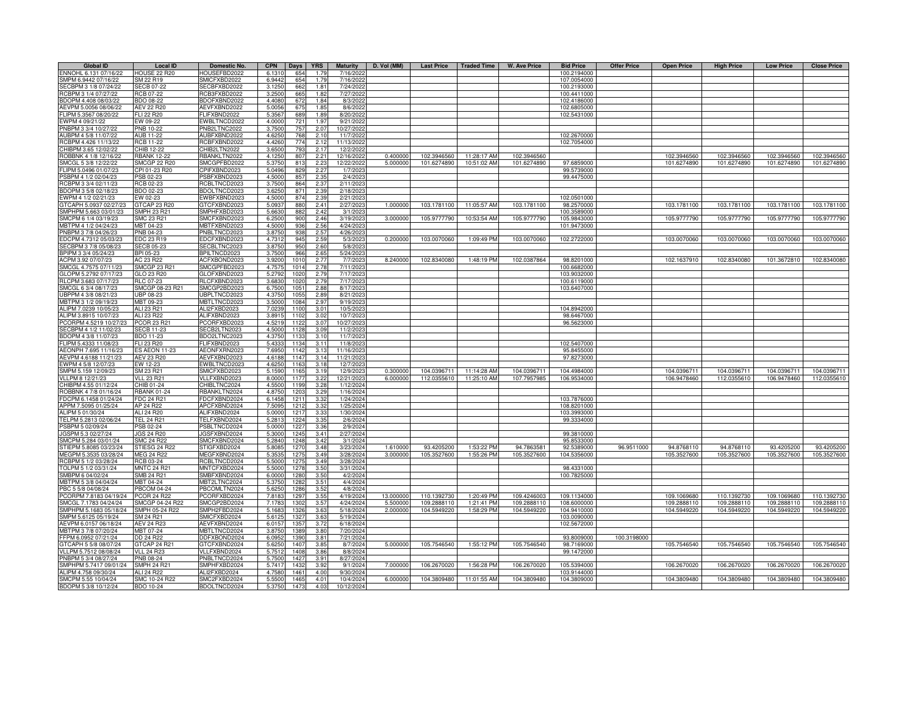| Global ID | Local ID | Domestic No. | CPN | Days | YRS | Maturity | D. Vol (MM) | Last Price | Traded Time | W. Ave Price | Bid Price | Offer Price | Open Price | High Price | Low Price | Close Price |
|---|---|---|---|---|---|---|---|---|---|---|---|---|---|---|---|---|
| ENNOHL 6.131 07/16/22 | HOUSE 22 R20 | HOUSEFBD2022 | 6.1310 | 654 | 1.79 | 7/16/2022 | | | | | 100.2194000 | | | | | |
| SMPM 6.9442 07/16/22 | SM 22 R19 | SMICFXBD2022 | 6.9442 | 654 | 1.79 | 7/16/2022 | | | | | 107.0054000 | | | | | |
| SECBPM 3 1/8 07/24/22 | SECB 07-22 | SECBFXBD2022 | 3.1250 | 662 | 1.81 | 7/24/2022 | | | | | 100.2193000 | | | | | |
| RCBPM 3 1/4 07/27/22 | RCB 07-22 | RCB3FXBD2022 | 3.2500 | 665 | 1.82 | 7/27/2022 | | | | | 100.4411000 | | | | | |
| BDOPM 4.408 08/03/22 | BDO 08-22 | BDOFXBND2022 | 4.4080 | 672 | 1.84 | 8/3/2022 | | | | | 102.4186000 | | | | | |
| AEVPM 5.0056 08/06/22 | AEV 22 R20 | AEVFXBND2022 | 5.0056 | 675 | 1.85 | 8/6/2022 | | | | | 102.6805000 | | | | | |
| FLIPM 5.3567 08/20/22 | FLI 22 R20 | FLIFXBND2022 | 5.3567 | 689 | 1.89 | 8/20/2022 | | | | | 102.5431000 | | | | | |
| EWPM 4 09/21/22 | EW 09-22 | EWBLTNCD2022 | 4.0000 | 721 | 1.97 | 9/21/2022 | | | | | | | | | | |
| PNBPM 3 3/4 10/27/22 | PNB 10-22 | PNB2LTNC2022 | 3.7500 | 757 | 2.07 | 10/27/2022 | | | | | | | | | | |
| AUBPM 4 5/8 11/07/22 | AUB 11-22 | AUBFXBND2022 | 4.6250 | 768 | 2.10 | 11/7/2022 | | | | | 102.2670000 | | | | | |
| RCBPM 4.426 11/13/22 | RCB 11-22 | RCBFXBND2022 | 4.4260 | 774 | 2.12 | 11/13/2022 | | | | | 102.7054000 | | | | | |
| CHIBPM 3.65 12/02/22 | CHIB 12-22 | CHIB2LTN2022 | 3.6500 | 793 | 2.17 | 12/2/2022 | | | | | | | | | | |
| ROBBNK 4 1/8 12/16/22 | RBANK 12-22 | RBANKLTN2022 | 4.1250 | 807 | 2.21 | 12/16/2022 | 0.400000 | 102.3946560 | 11:28:17 AM | 102.3946560 | | | 102.3946560 | 102.3946560 | 102.3946560 | 102.3946560 |
| SMCGL 5 3/8 12/22/22 | SMCGP 22 R20 | SMCGPFBD2022 | 5.3750 | 813 | 2.23 | 12/22/2022 | 5.000000 | 101.6274890 | 10:51:02 AM | 101.6274890 | 97.6859000 | | 101.6274890 | 101.6274890 | 101.6274890 | 101.6274890 |
| FLIPM 5.0496 01/07/23 | CPI 01-23 R20 | CPIFXBND2023 | 5.0496 | 829 | 2.27 | 1/7/2023 | | | | | 99.5739000 | | | | | |
| PSBPM 4 1/2 02/04/23 | PSB 02-23 | PSBFXBND2023 | 4.5000 | 857 | 2.35 | 2/4/2023 | | | | | 99.4475000 | | | | | |
| RCBPM 3 3/4 02/11/23 | RCB 02-23 | RCBLTNCD2023 | 3.7500 | 864 | 2.37 | 2/11/2023 | | | | | | | | | | |
| BDOPM 3 5/8 02/18/23 | BDO 02-23 | BDOLTNCD2023 | 3.6250 | 871 | 2.39 | 2/18/2023 | | | | | | | | | | |
| EWPM 4 1/2 02/21/23 | EW 02-23 | EWBFXBND2023 | 4.5000 | 874 | 2.39 | 2/21/2023 | | | | | 102.0501000 | | | | | |
| GTCAPH 5.0937 02/27/23 | GTCAP 23 R20 | GTCFXBND2023 | 5.0937 | 880 | 2.41 | 2/27/2023 | 1.000000 | 103.1781100 | 11:05:57 AM | 103.1781100 | 98.2570000 | | 103.1781100 | 103.1781100 | 103.1781100 | 103.1781100 |
| SMPHPM 5.663 03/01/23 | SMPH 23 R21 | SMPHFXBD2023 | 5.6630 | 882 | 2.42 | 3/1/2023 | | | | | 100.3589000 | | | | | |
| SMCPM 6 1/4 03/19/23 | SMC 23 R21 | SMCFXBND2023 | 6.2500 | 900 | 2.46 | 3/19/2023 | 3.000000 | 105.9777790 | 10:53:54 AM | 105.9777790 | 105.9843000 | | 105.9777790 | 105.9777790 | 105.9777790 | 105.9777790 |
| MBTPM 4 1/2 04/24/23 | MBT 04-23 | MBTFXBND2023 | 4.5000 | 936 | 2.56 | 4/24/2023 | | | | | 101.9473000 | | | | | |
| PNBPM 3 7/8 04/26/23 | PNB 04-23 | PNBLTNCD2023 | 3.8750 | 938 | 2.57 | 4/26/2023 | | | | | | | | | | |
| EDCPM 4.7312 05/03/23 | EDC 23 R19 | EDCFXBND2023 | 4.7312 | 945 | 2.59 | 5/3/2023 | 0.200000 | 103.0070060 | 1:09:49 PM | 103.0070060 | 102.2722000 | | 103.0070060 | 103.0070060 | 103.0070060 | 103.0070060 |
| SECBPM 3 7/8 05/08/23 | SECB 05-23 | SECBLTNCD2023 | 3.8750 | 950 | 2.60 | 5/8/2023 | | | | | | | | | | |
| BPIPM 3 3/4 05/24/23 | BPI 05-23 | BPILTNCD2023 | 3.7500 | 966 | 2.65 | 5/24/2023 | | | | | | | | | | |
| ACPM 3.92 07/07/23 | AC 23 R22 | ACFXBOND2023 | 3.9200 | 1010 | 2.77 | 7/7/2023 | 8.240000 | 102.8340080 | 1:48:19 PM | 102.0387864 | 98.8201000 | | 102.1637910 | 102.8340080 | 101.3672810 | 102.8340080 |
| SMCGL 4.7575 07/11/23 | SMCGP 23 R21 | SMCGPFBD2023 | 4.7575 | 1014 | 2.78 | 7/11/2023 | | | | | 100.6682000 | | | | | |
| GLOPM 5.2792 07/17/23 | GLO 23 R20 | GLOFXBND2023 | 5.2792 | 1020 | 2.79 | 7/17/2023 | | | | | 103.9032000 | | | | | |
| RLCPM 3.683 07/17/23 | RLC 07-23 | RLCFXBND2023 | 3.6830 | 1020 | 2.79 | 7/17/2023 | | | | | 100.6119000 | | | | | |
| SMCGL 6 3/4 08/17/23 | SMCGP 08-23 R21 | SMCGP2BD2023 | 6.7500 | 1051 | 2.88 | 8/17/2023 | | | | | 103.6407000 | | | | | |
| UBPPM 4 3/8 08/21/23 | UBP 08-23 | UBPLTNCD2023 | 4.3750 | 1055 | 2.89 | 8/21/2023 | | | | | | | | | | |
| MBTPM 3 1/2 09/19/23 | MBT 09-23 | MBTLTNCD2023 | 3.5000 | 1084 | 2.97 | 9/19/2023 | | | | | | | | | | |
| ALIPM 7.0239 10/05/23 | ALI 23 R21 | ALI2FXBD2023 | 7.0239 | 1100 | 3.01 | 10/5/2023 | | | | | 104.8942000 | | | | | |
| ALIPM 3.8915 10/07/23 | ALI 23 R22 | ALIFXBND2023 | 3.8915 | 1102 | 3.02 | 10/7/2023 | | | | | 98.6467000 | | | | | |
| PCORPM 4.5219 10/27/23 | PCOR 23 R21 | PCORFXBD2023 | 4.5219 | 1122 | 3.07 | 10/27/2023 | | | | | 96.5623000 | | | | | |
| SECBPM 4 1/2 11/02/23 | SECB 11-23 | SECB2LTN2023 | 4.5000 | 1128 | 3.09 | 11/2/2023 | | | | | | | | | | |
| BDOPM 4 3/8 11/07/23 | BDO 11-23 | BDO2LTNC2023 | 4.3750 | 1133 | 3.10 | 11/7/2023 | | | | | | | | | | |
| FLIPM 5.4333 11/08/23 | FLI 23 R20 | FLIFXBND2023 | 5.4333 | 1134 | 3.11 | 11/8/2023 | | | | | 102.5407000 | | | | | |
| AEONPH 7.695 11/16/23 | ES AEON 11-23 | AEONFXRN2023 | 7.6950 | 1142 | 3.13 | 11/16/2023 | | | | | 95.8455000 | | | | | |
| AEVPM 4.6188 11/21/23 | AEV 23 R20 | AEVFXBND2023 | 4.6188 | 1147 | 3.14 | 11/21/2023 | | | | | 97.8273000 | | | | | |
| EWPM 4 5/8 12/07/23 | EW 12-23 | EWBLTNCD2023 | 4.6250 | 1163 | 3.18 | 12/7/2023 | | | | | | | | | | |
| SMPM 5.159 12/09/23 | SM 23 R21 | SMICFXBD2023 | 5.1590 | 1165 | 3.19 | 12/9/2023 | 0.300000 | 104.0396711 | 11:14:28 AM | 104.0396711 | 104.4984000 | | 104.0396711 | 104.0396711 | 104.0396711 | 104.0396711 |
| VLLPM 8 12/21/23 | VLL 23 R21 | VLLFXBND2023 | 8.0000 | 1177 | 3.22 | 12/21/2023 | 6.000000 | 112.0355610 | 11:25:10 AM | 107.7957985 | 106.9534000 | | 106.9478460 | 112.0355610 | 106.9478460 | 112.0355610 |
| CHIBPM 4.55 01/12/24 | CHIB 01-24 | CHIBLTNC2024 | 4.5500 | 1199 | 3.28 | 1/12/2024 | | | | | | | | | | |
| ROBBNK 4 7/8 01/16/24 | RBANK 01-24 | RBANKLTN2024 | 4.8750 | 1203 | 3.29 | 1/16/2024 | | | | | | | | | | |
| FDCPM 6.1458 01/24/24 | FDC 24 R21 | FDCFXBND2024 | 6.1458 | 1211 | 3.32 | 1/24/2024 | | | | | 103.7876000 | | | | | |
| APPM 7.5095 01/25/24 | AP 24 R22 | APCFXBND2024 | 7.5095 | 1212 | 3.32 | 1/25/2024 | | | | | 108.8201000 | | | | | |
| ALIPM 5 01/30/24 | ALI 24 R20 | ALIFXBND2024 | 5.0000 | 1217 | 3.33 | 1/30/2024 | | | | | 103.3993000 | | | | | |
| TELPM 5.2813 02/06/24 | TEL 24 R21 | TELFXBND2024 | 5.2813 | 1224 | 3.35 | 2/6/2024 | | | | | 99.3334000 | | | | | |
| PSBPM 5 02/09/24 | PSB 02-24 | PSBLTNCD2024 | 5.0000 | 1227 | 3.36 | 2/9/2024 | | | | | | | | | | |
| JGSPM 5.3 02/27/24 | JGS 24 R20 | JGSFXBND2024 | 5.3000 | 1245 | 3.41 | 2/27/2024 | | | | | 99.3810000 | | | | | |
| SMCPM 5.284 03/01/24 | SMC 24 R22 | SMCFXBND2024 | 5.2840 | 1248 | 3.42 | 3/1/2024 | | | | | 95.8533000 | | | | | |
| STIEPM 5.8085 03/23/24 | STIESG 24 R22 | STIGFXBD2024 | 5.8085 | 1270 | 3.48 | 3/23/2024 | 1.610000 | 93.4205200 | 1:53:22 PM | 94.7863581 | 92.5389000 | 96.9511000 | 94.8768110 | 94.8768110 | 93.4205200 | 93.4205200 |
| MEGPM 5.3535 03/28/24 | MEG 24 R22 | MEGFXBND2024 | 5.3535 | 1275 | 3.49 | 3/28/2024 | 3.000000 | 105.3527600 | 1:55:26 PM | 105.3527600 | 104.5356000 | | 105.3527600 | 105.3527600 | 105.3527600 | 105.3527600 |
| RCBPM 5 1/2 03/28/24 | RCB 03-24 | RCBLTNCD2024 | 5.5000 | 1275 | 3.49 | 3/28/2024 | | | | | | | | | | |
| TOLPM 5 1/2 03/31/24 | MNTC 24 R21 | MNTCFXBD2024 | 5.5000 | 1278 | 3.50 | 3/31/2024 | | | | | 98.4331000 | | | | | |
| SMBPM 6 04/02/24 | SMB 24 R21 | SMBFXBND2024 | 6.0000 | 1280 | 3.50 | 4/2/2024 | | | | | 100.7825000 | | | | | |
| MBTPM 5 3/8 04/04/24 | MBT 04-24 | MBT2LTNC2024 | 5.3750 | 1282 | 3.51 | 4/4/2024 | | | | | | | | | | |
| PBC 5 5/8 04/08/24 | PBCOM 04-24 | PBCOMLTN2024 | 5.6250 | 1286 | 3.52 | 4/8/2024 | | | | | | | | | | |
| PCORPM 7.8183 04/19/24 | PCOR 24 R22 | PCORFXBD2024 | 7.8183 | 1297 | 3.55 | 4/19/2024 | 13.000000 | 110.1392730 | 1:20:49 PM | 109.4246003 | 109.1134000 | | 109.1069680 | 110.1392730 | 109.1069680 | 110.1392730 |
| SMCGL 7.1783 04/24/24 | SMCGP 04-24 R22 | SMCGP2BD2024 | 7.1783 | 1302 | 3.57 | 4/24/2024 | 5.500000 | 109.2888110 | 1:21:41 PM | 109.2888110 | 108.6000000 | | 109.2888110 | 109.2888110 | 109.2888110 | 109.2888110 |
| SMPHPM 5.1683 05/18/24 | SMPH 05-24 R22 | SMPH2FBD2024 | 5.1683 | 1326 | 3.63 | 5/18/2024 | 2.000000 | 104.5949220 | 1:58:29 PM | 104.5949220 | 104.9410000 | | 104.5949220 | 104.5949220 | 104.5949220 | 104.5949220 |
| SMPM 5.6125 05/19/24 | SM 24 R21 | SMICFXBD2024 | 5.6125 | 1327 | 3.63 | 5/19/2024 | | | | | 103.0090000 | | | | | |
| AEVPM 6.0157 06/18/24 | AEV 24 R23 | AEVFXBND2024 | 6.0157 | 1357 | 3.72 | 6/18/2024 | | | | | 102.5672000 | | | | | |
| MBTPM 3 7/8 07/20/24 | MBT 07-24 | MBTLTNCD2024 | 3.8750 | 1389 | 3.80 | 7/20/2024 | | | | | | | | | | |
| FFPM 6.0952 07/21/24 | DD 24 R22 | DDFXBOND2024 | 6.0952 | 1390 | 3.81 | 7/21/2024 | | | | | 93.8009000 | 100.3198000 | | | | |
| GTCAPH 5 5/8 08/07/24 | GTCAP 24 R21 | GTCFXBND2024 | 5.6250 | 1407 | 3.85 | 8/7/2024 | 5.000000 | 105.7546540 | 1:55:12 PM | 105.7546540 | 98.7169000 | | 105.7546540 | 105.7546540 | 105.7546540 | 105.7546540 |
| VLLPM 5.7512 08/08/24 | VLL 24 R23 | VLLFXBND2024 | 5.7512 | 1408 | 3.86 | 8/8/2024 | | | | | 99.1472000 | | | | | |
| PNBPM 5 3/4 08/27/24 | PNB 08-24 | PNBLTNCD2024 | 5.7500 | 1427 | 3.91 | 8/27/2024 | | | | | | | | | | |
| SMPHPM 5.7417 09/01/24 | SMPH 24 R21 | SMPHFXBD2024 | 5.7417 | 1432 | 3.92 | 9/1/2024 | 7.000000 | 106.2670020 | 1:56:28 PM | 106.2670020 | 105.5394000 | | 106.2670020 | 106.2670020 | 106.2670020 | 106.2670020 |
| ALIPM 4.758 09/30/24 | ALI 24 R22 | ALI2FXBD2024 | 4.7580 | 1461 | 4.00 | 9/30/2024 | | | | | 103.9144000 | | | | | |
| SMCPM 5.55 10/04/24 | SMC 10-24 R22 | SMC2FXBD2024 | 5.5500 | 1465 | 4.01 | 10/4/2024 | 6.000000 | 104.3809480 | 11:01:55 AM | 104.3809480 | 104.3809000 | | 104.3809480 | 104.3809480 | 104.3809480 | 104.3809480 |
| BDOPM 5 3/8 10/12/24 | BDO 10-24 | BDOLTNCD2024 | 5.3750 | 1473 | 4.03 | 10/12/2024 | | | | | | | | | | |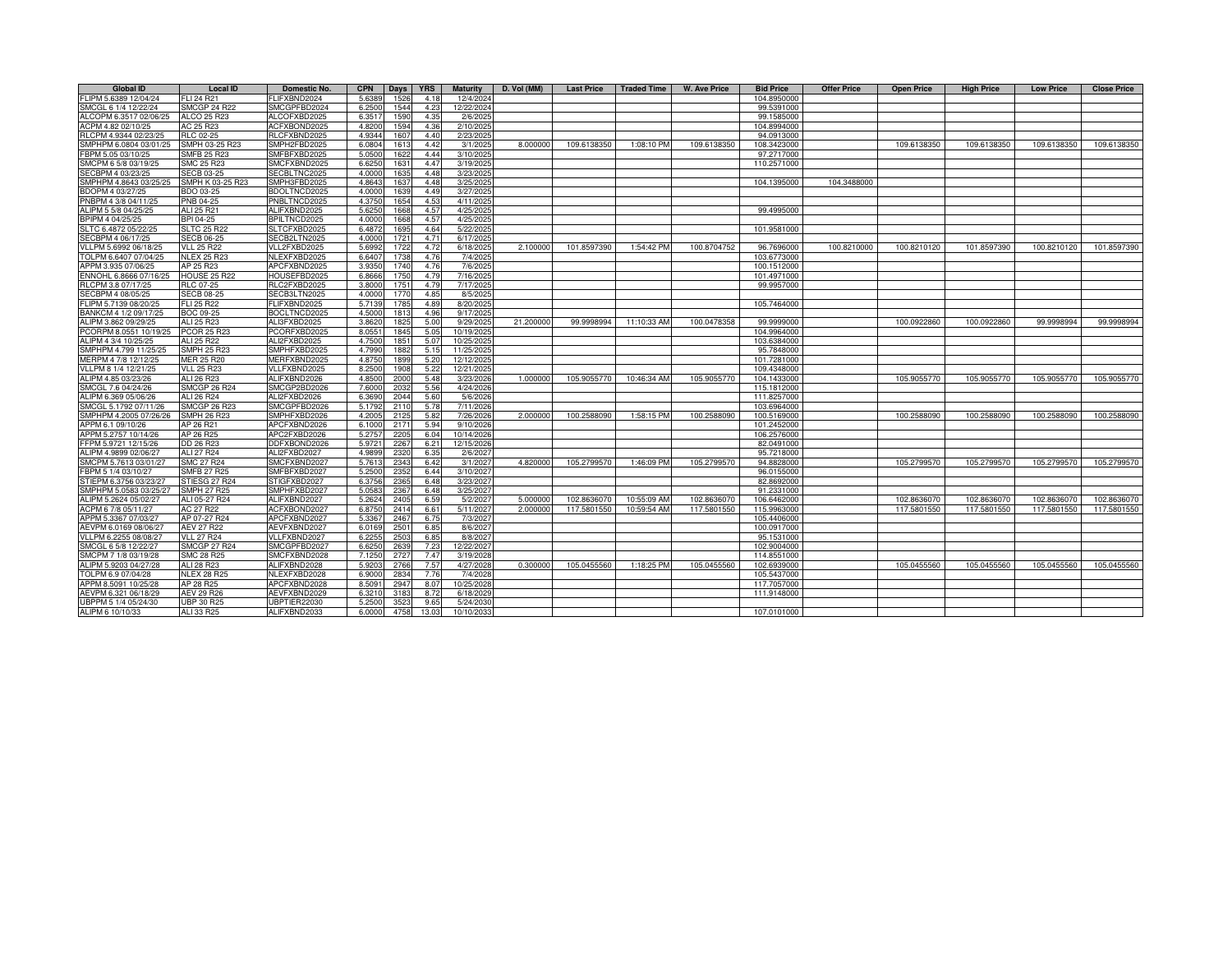| Global ID | Local ID | Domestic No. | CPN | Days | YRS | Maturity | D. Vol (MM) | Last Price | Traded Time | W. Ave Price | Bid Price | Offer Price | Open Price | High Price | Low Price | Close Price |
|---|---|---|---|---|---|---|---|---|---|---|---|---|---|---|---|---|
| FLIPM 5.6389 12/04/24 | FLI 24 R21 | FLIFXBND2024 | 5.6389 | 1526 | 4.18 | 12/4/2024 | | | | | 104.8950000 | | | | | |
| SMCGL 6 1/4 12/22/24 | SMCGP 24 R22 | SMCGPFBD2024 | 6.2500 | 1544 | 4.23 | 12/22/2024 | | | | | 99.5391000 | | | | | |
| ALCOPM 6.3517 02/06/25 | ALCO 25 R23 | ALCOFXBD2025 | 6.3517 | 1590 | 4.35 | 2/6/2025 | | | | | 99.1585000 | | | | | |
| ACPM 4.82 02/10/25 | AC 25 R23 | ACFXBOND2025 | 4.8200 | 1594 | 4.36 | 2/10/2025 | | | | | 104.8994000 | | | | | |
| RLCPM 4.9344 02/23/25 | RLC 02-25 | RLCFXBND2025 | 4.9344 | 1607 | 4.40 | 2/23/2025 | | | | | 94.0913000 | | | | | |
| SMPHPM 6.0804 03/01/25 | SMPH 03-25 R23 | SMPH2FBD2025 | 6.0804 | 1613 | 4.42 | 3/1/2025 | 8.000000 | 109.6138350 | 1:08:10 PM | 109.6138350 | 108.3423000 | | 109.6138350 | 109.6138350 | 109.6138350 | 109.6138350 |
| FBPM 5.05 03/10/25 | SMFB 25 R23 | SMFBFXBD2025 | 5.0500 | 1622 | 4.44 | 3/10/2025 | | | | | 97.2717000 | | | | | |
| SMCPM 6 5/8 03/19/25 | SMC 25 R23 | SMCFXBND2025 | 6.6250 | 1631 | 4.47 | 3/19/2025 | | | | | 110.2571000 | | | | | |
| SECBPM 4 03/23/25 | SECB 03-25 | SECBLTNC2025 | 4.0000 | 1635 | 4.48 | 3/23/2025 | | | | | | | | | | |
| SMPHPM 4.8643 03/25/25 | SMPH K 03-25 R23 | SMPH3FBD2025 | 4.8643 | 1637 | 4.48 | 3/25/2025 | | | | | 104.1395000 | 104.3488000 | | | | |
| BDOPM 4 03/27/25 | BDO 03-25 | BDOLTNCD2025 | 4.0000 | 1639 | 4.49 | 3/27/2025 | | | | | | | | | | |
| PNBPM 4 3/8 04/11/25 | PNB 04-25 | PNBLTNCD2025 | 4.3750 | 1654 | 4.53 | 4/11/2025 | | | | | | | | | | |
| ALIPM 5 5/8 04/25/25 | ALI 25 R21 | ALIFXBND2025 | 5.6250 | 1668 | 4.57 | 4/25/2025 | | | | | 99.4995000 | | | | | |
| BPIPM 4 04/25/25 | BPI 04-25 | BPILTNCD2025 | 4.0000 | 1668 | 4.57 | 4/25/2025 | | | | | | | | | | |
| SLTC 6.4872 05/22/25 | SLTC 25 R22 | SLTCFXBD2025 | 6.4872 | 1695 | 4.64 | 5/22/2025 | | | | | 101.9581000 | | | | | |
| SECBPM 4 06/17/25 | SECB 06-25 | SECB2LTN2025 | 4.0000 | 1721 | 4.71 | 6/17/2025 | | | | | | | | | | |
| VLLPM 5.6992 06/18/25 | VLL 25 R22 | VLL2FXBD2025 | 5.6992 | 1722 | 4.72 | 6/18/2025 | 2.100000 | 101.8597390 | 1:54:42 PM | 100.8704752 | 96.7696000 | 100.8210000 | 100.8210120 | 101.8597390 | 100.8210120 | 101.8597390 |
| TOLPM 6.6407 07/04/25 | NLEX 25 R23 | NLEXFXBD2025 | 6.6407 | 1738 | 4.76 | 7/4/2025 | | | | | 103.6773000 | | | | | |
| APPM 3.935 07/06/25 | AP 25 R23 | APCFXBND2025 | 3.9350 | 1740 | 4.76 | 7/6/2025 | | | | | 100.1512000 | | | | | |
| ENNOHL 6.8666 07/16/25 | HOUSE 25 R22 | HOUSEFBD2025 | 6.8666 | 1750 | 4.79 | 7/16/2025 | | | | | 101.4971000 | | | | | |
| RLCPM 3.8 07/17/25 | RLC 07-25 | RLC2FXBD2025 | 3.8000 | 1751 | 4.79 | 7/17/2025 | | | | | 99.9957000 | | | | | |
| SECBPM 4 08/05/25 | SECB 08-25 | SECB3LTN2025 | 4.0000 | 1770 | 4.85 | 8/5/2025 | | | | | | | | | | |
| FLIPM 5.7139 08/20/25 | FLI 25 R22 | FLIFXBND2025 | 5.7139 | 1785 | 4.89 | 8/20/2025 | | | | | 105.7464000 | | | | | |
| BANKCM 4 1/2 09/17/25 | BOC 09-25 | BOCLTNCD2025 | 4.5000 | 1813 | 4.96 | 9/17/2025 | | | | | | | | | | |
| ALIPM 3.862 09/29/25 | ALI 25 R23 | ALI3FXBD2025 | 3.8620 | 1825 | 5.00 | 9/29/2025 | 21.200000 | 99.9998994 | 11:10:33 AM | 100.0478358 | 99.9999000 | | 100.0922860 | 100.0922860 | 99.9998994 | 99.9998994 |
| PCORPM 8.0551 10/19/25 | PCOR 25 R23 | PCORFXBD2025 | 8.0551 | 1845 | 5.05 | 10/19/2025 | | | | | 104.9964000 | | | | | |
| ALIPM 4 3/4 10/25/25 | ALI 25 R22 | ALI2FXBD2025 | 4.7500 | 1851 | 5.07 | 10/25/2025 | | | | | 103.6384000 | | | | | |
| SMPHPM 4.799 11/25/25 | SMPH 25 R23 | SMPHFXBD2025 | 4.7990 | 1882 | 5.15 | 11/25/2025 | | | | | 95.7848000 | | | | | |
| MERPM 4 7/8 12/12/25 | MER 25 R20 | MERFXBND2025 | 4.8750 | 1899 | 5.20 | 12/12/2025 | | | | | 101.7281000 | | | | | |
| VLLPM 8 1/4 12/21/25 | VLL 25 R23 | VLLFXBND2025 | 8.2500 | 1908 | 5.22 | 12/21/2025 | | | | | 109.4348000 | | | | | |
| ALIPM 4.85 03/23/26 | ALI 26 R23 | ALIFXBND2026 | 4.8500 | 2000 | 5.48 | 3/23/2026 | 1.000000 | 105.9055770 | 10:46:34 AM | 105.9055770 | 104.1433000 | | 105.9055770 | 105.9055770 | 105.9055770 | 105.9055770 |
| SMCGL 7.6 04/24/26 | SMCGP 26 R24 | SMCGP2BD2026 | 7.6000 | 2032 | 5.56 | 4/24/2026 | | | | | 115.1812000 | | | | | |
| ALIPM 6.369 05/06/26 | ALI 26 R24 | ALI2FXBD2026 | 6.3690 | 2044 | 5.60 | 5/6/2026 | | | | | 111.8257000 | | | | | |
| SMCGL 5.1792 07/11/26 | SMCGP 26 R23 | SMCGPFBD2026 | 5.1792 | 2110 | 5.78 | 7/11/2026 | | | | | 103.6964000 | | | | | |
| SMPHPM 4.2005 07/26/26 | SMPH 26 R23 | SMPHFXBD2026 | 4.2005 | 2125 | 5.82 | 7/26/2026 | 2.000000 | 100.2588090 | 1:58:15 PM | 100.2588090 | 100.5169000 | | 100.2588090 | 100.2588090 | 100.2588090 | 100.2588090 |
| APPM 6.1 09/10/26 | AP 26 R21 | APCFXBND2026 | 6.1000 | 2171 | 5.94 | 9/10/2026 | | | | | 101.2452000 | | | | | |
| APPM 5.2757 10/14/26 | AP 26 R25 | APC2FXBD2026 | 5.2757 | 2205 | 6.04 | 10/14/2026 | | | | | 106.2576000 | | | | | |
| FFPM 5.9721 12/15/26 | DD 26 R23 | DDFXBOND2026 | 5.9721 | 2267 | 6.21 | 12/15/2026 | | | | | 82.0491000 | | | | | |
| ALIPM 4.9899 02/06/27 | ALI 27 R24 | ALI2FXBD2027 | 4.9899 | 2320 | 6.35 | 2/6/2027 | | | | | 95.7218000 | | | | | |
| SMCPM 5.7613 03/01/27 | SMC 27 R24 | SMCFXBND2027 | 5.7613 | 2343 | 6.42 | 3/1/2027 | 4.820000 | 105.2799570 | 1:46:09 PM | 105.2799570 | 94.8828000 | | 105.2799570 | 105.2799570 | 105.2799570 | 105.2799570 |
| FBPM 5 1/4 03/10/27 | SMFB 27 R25 | SMFBFXBD2027 | 5.2500 | 2352 | 6.44 | 3/10/2027 | | | | | 96.0155000 | | | | | |
| STIEPM 6.3756 03/23/27 | STIESG 27 R24 | STIGFXBD2027 | 6.3756 | 2365 | 6.48 | 3/23/2027 | | | | | 82.8692000 | | | | | |
| SMPHPM 5.0583 03/25/27 | SMPH 27 R25 | SMPHFXBD2027 | 5.0583 | 2367 | 6.48 | 3/25/2027 | | | | | 91.2331000 | | | | | |
| ALIPM 5.2624 05/02/27 | ALI 05-27 R24 | ALIFXBND2027 | 5.2624 | 2405 | 6.59 | 5/2/2027 | 5.000000 | 102.8636070 | 10:55:09 AM | 102.8636070 | 106.6462000 | | 102.8636070 | 102.8636070 | 102.8636070 | 102.8636070 |
| ACPM 6 7/8 05/11/27 | AC 27 R22 | ACFXBOND2027 | 6.8750 | 2414 | 6.61 | 5/11/2027 | 2.000000 | 117.5801550 | 10:59:54 AM | 117.5801550 | 115.9963000 | | 117.5801550 | 117.5801550 | 117.5801550 | 117.5801550 |
| APPM 5.3367 07/03/27 | AP 07-27 R24 | APCFXBND2027 | 5.3367 | 2467 | 6.75 | 7/3/2027 | | | | | 105.4406000 | | | | | |
| AEVPM 6.0169 08/06/27 | AEV 27 R22 | AEVFXBND2027 | 6.0169 | 2501 | 6.85 | 8/6/2027 | | | | | 100.0917000 | | | | | |
| VLLPM 6.2255 08/08/27 | VLL 27 R24 | VLLFXBND2027 | 6.2255 | 2503 | 6.85 | 8/8/2027 | | | | | 95.1531000 | | | | | |
| SMCGL 6 5/8 12/22/27 | SMCGP 27 R24 | SMCGPFBD2027 | 6.6250 | 2639 | 7.23 | 12/22/2027 | | | | | 102.9004000 | | | | | |
| SMCPM 7 1/8 03/19/28 | SMC 28 R25 | SMCFXBND2028 | 7.1250 | 2727 | 7.47 | 3/19/2028 | | | | | 114.8551000 | | | | | |
| ALIPM 5.9203 04/27/28 | ALI 28 R23 | ALIFXBND2028 | 5.9203 | 2766 | 7.57 | 4/27/2028 | 0.300000 | 105.0455560 | 1:18:25 PM | 105.0455560 | 102.6939000 | | 105.0455560 | 105.0455560 | 105.0455560 | 105.0455560 |
| TOLPM 6.9 07/04/28 | NLEX 28 R25 | NLEXFXBD2028 | 6.9000 | 2834 | 7.76 | 7/4/2028 | | | | | 105.5437000 | | | | | |
| APPM 8.5091 10/25/28 | AP 28 R25 | APCFXBND2028 | 8.5091 | 2947 | 8.07 | 10/25/2028 | | | | | 117.7057000 | | | | | |
| AEVPM 6.321 06/18/29 | AEV 29 R26 | AEVFXBND2029 | 6.3210 | 3183 | 8.72 | 6/18/2029 | | | | | 111.9148000 | | | | | |
| UBPPM 5 1/4 05/24/30 | UBP 30 R25 | UBPTIER22030 | 5.2500 | 3523 | 9.65 | 5/24/2030 | | | | | | | | | | |
| ALIPM 6 10/10/33 | ALI 33 R25 | ALIFXBND2033 | 6.0000 | 4758 | 13.03 | 10/10/2033 | | | | | 107.0101000 | | | | | |